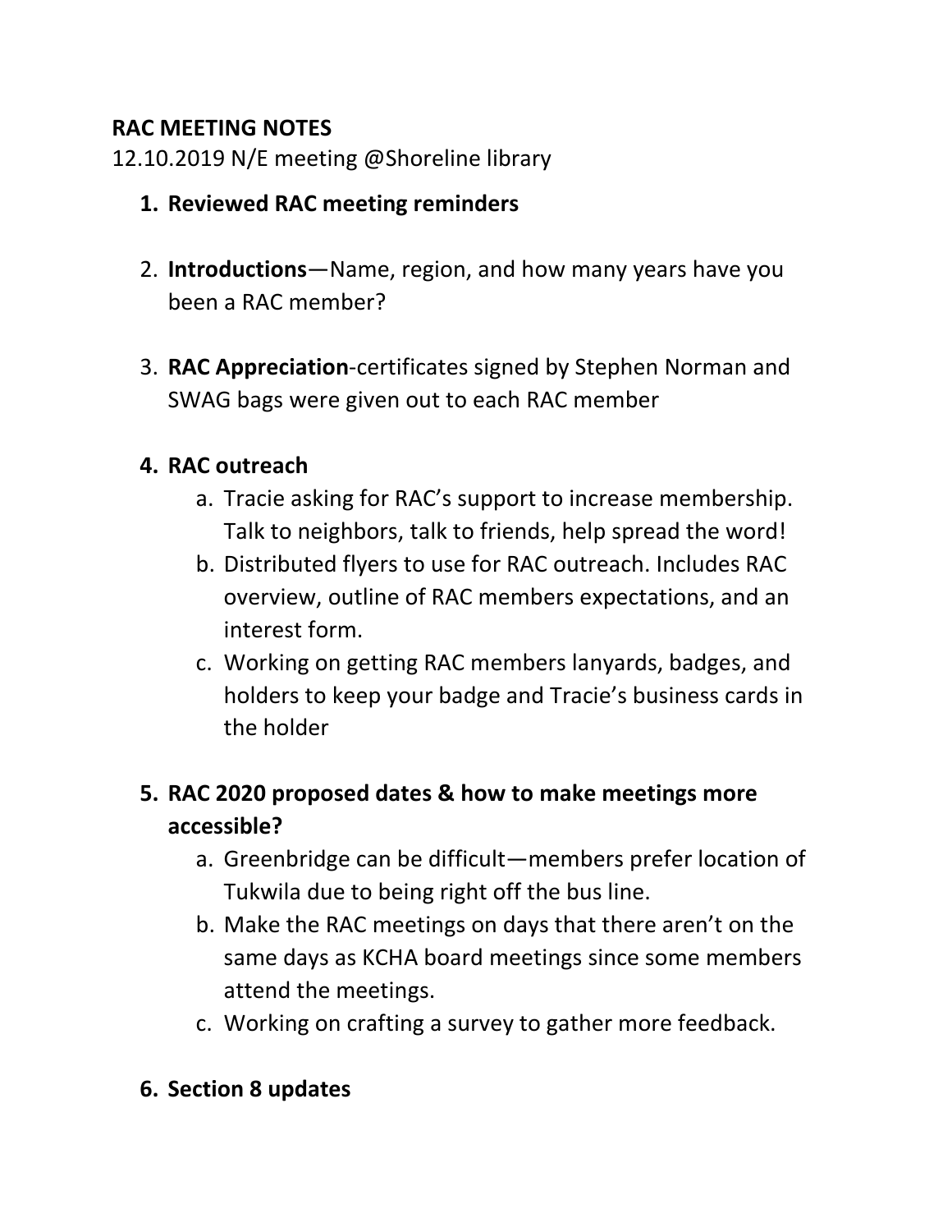**RAC MEETING NOTES**

12.10.2019 N/E meeting @Shoreline library

1. **Reviewed RAC meeting reminders**

2. **Introductions**—Name, region, and how many years have you been a RAC member?

3. **RAC Appreciation**-certificates signed by Stephen Norman and SWAG bags were given out to each RAC member

4. **RAC outreach**
   a. Tracie asking for RAC's support to increase membership. Talk to neighbors, talk to friends, help spread the word!
   b. Distributed flyers to use for RAC outreach. Includes RAC overview, outline of RAC members expectations, and an interest form.
   c. Working on getting RAC members lanyards, badges, and holders to keep your badge and Tracie's business cards in the holder

5. **RAC 2020 proposed dates & how to make meetings more accessible?**
   a. Greenbridge can be difficult—members prefer location of Tukwila due to being right off the bus line.
   b. Make the RAC meetings on days that there aren't on the same days as KCHA board meetings since some members attend the meetings.
   c. Working on crafting a survey to gather more feedback.

6. **Section 8 updates**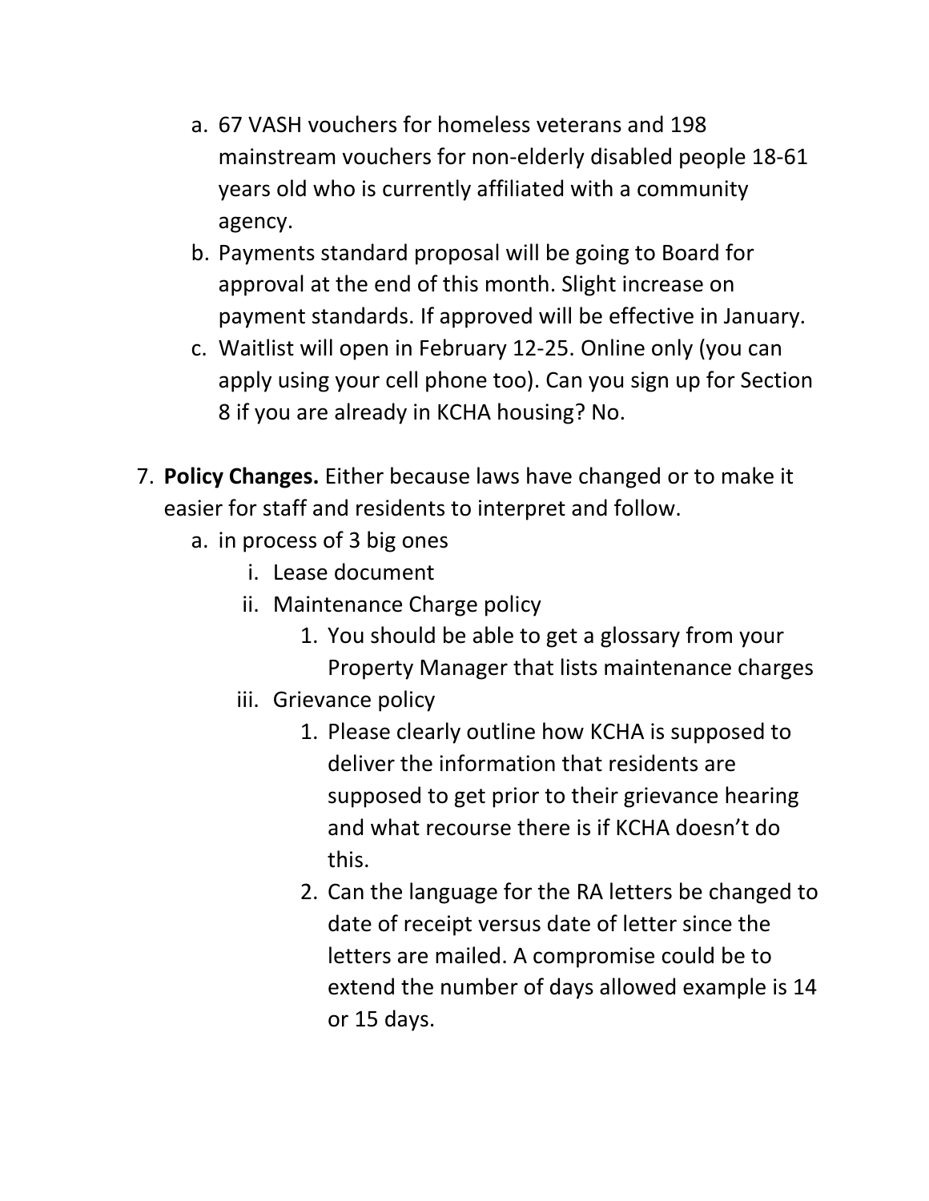a. 67 VASH vouchers for homeless veterans and 198 mainstream vouchers for non-elderly disabled people 18-61 years old who is currently affiliated with a community agency.
b. Payments standard proposal will be going to Board for approval at the end of this month. Slight increase on payment standards. If approved will be effective in January.
c. Waitlist will open in February 12-25. Online only (you can apply using your cell phone too). Can you sign up for Section 8 if you are already in KCHA housing? No.

7. **Policy Changes.** Either because laws have changed or to make it easier for staff and residents to interpret and follow.
   a. in process of 3 big ones
      i. Lease document
      ii. Maintenance Charge policy
         1. You should be able to get a glossary from your Property Manager that lists maintenance charges
      iii. Grievance policy
         1. Please clearly outline how KCHA is supposed to deliver the information that residents are supposed to get prior to their grievance hearing and what recourse there is if KCHA doesn't do this.
         2. Can the language for the RA letters be changed to date of receipt versus date of letter since the letters are mailed. A compromise could be to extend the number of days allowed example is 14 or 15 days.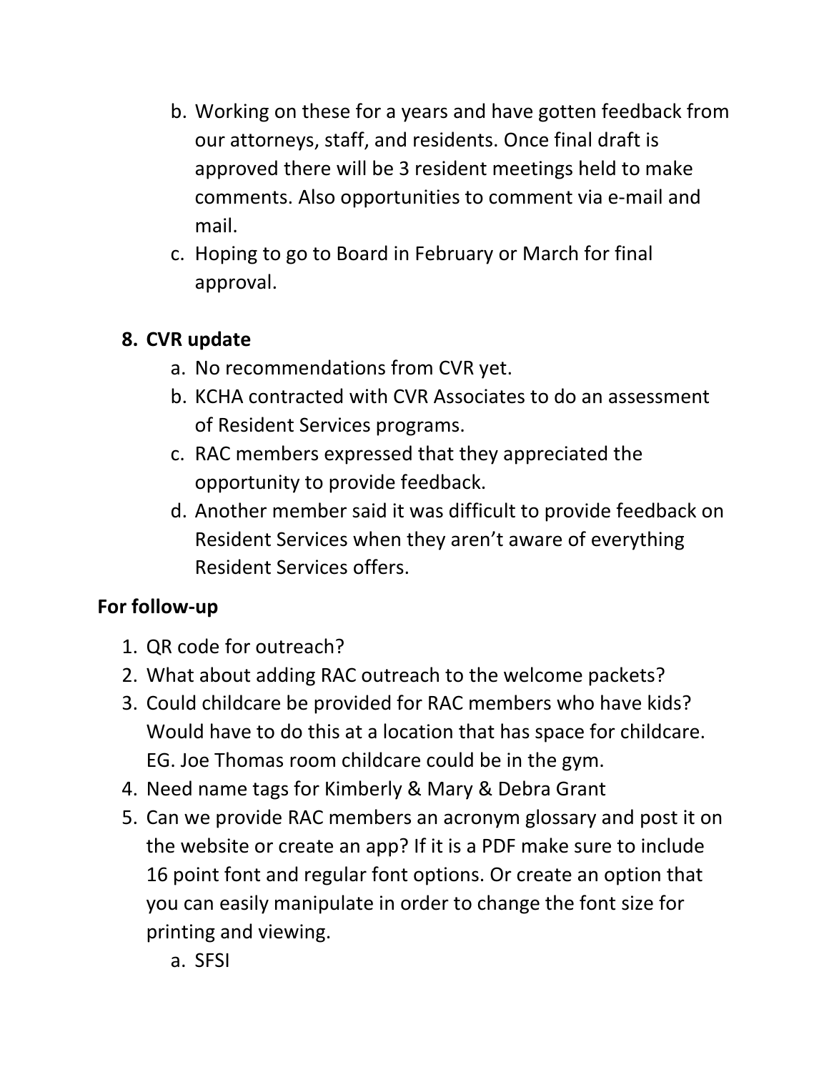b. Working on these for a years and have gotten feedback from our attorneys, staff, and residents. Once final draft is approved there will be 3 resident meetings held to make comments. Also opportunities to comment via e-mail and mail.

c. Hoping to go to Board in February or March for final approval.

**8. CVR update**

a. No recommendations from CVR yet.

b. KCHA contracted with CVR Associates to do an assessment of Resident Services programs.

c. RAC members expressed that they appreciated the opportunity to provide feedback.

d. Another member said it was difficult to provide feedback on Resident Services when they aren't aware of everything Resident Services offers.

**For follow-up**

1. QR code for outreach?
2. What about adding RAC outreach to the welcome packets?
3. Could childcare be provided for RAC members who have kids? Would have to do this at a location that has space for childcare. EG. Joe Thomas room childcare could be in the gym.
4. Need name tags for Kimberly & Mary & Debra Grant
5. Can we provide RAC members an acronym glossary and post it on the website or create an app? If it is a PDF make sure to include 16 point font and regular font options. Or create an option that you can easily manipulate in order to change the font size for printing and viewing.
    a. SFSI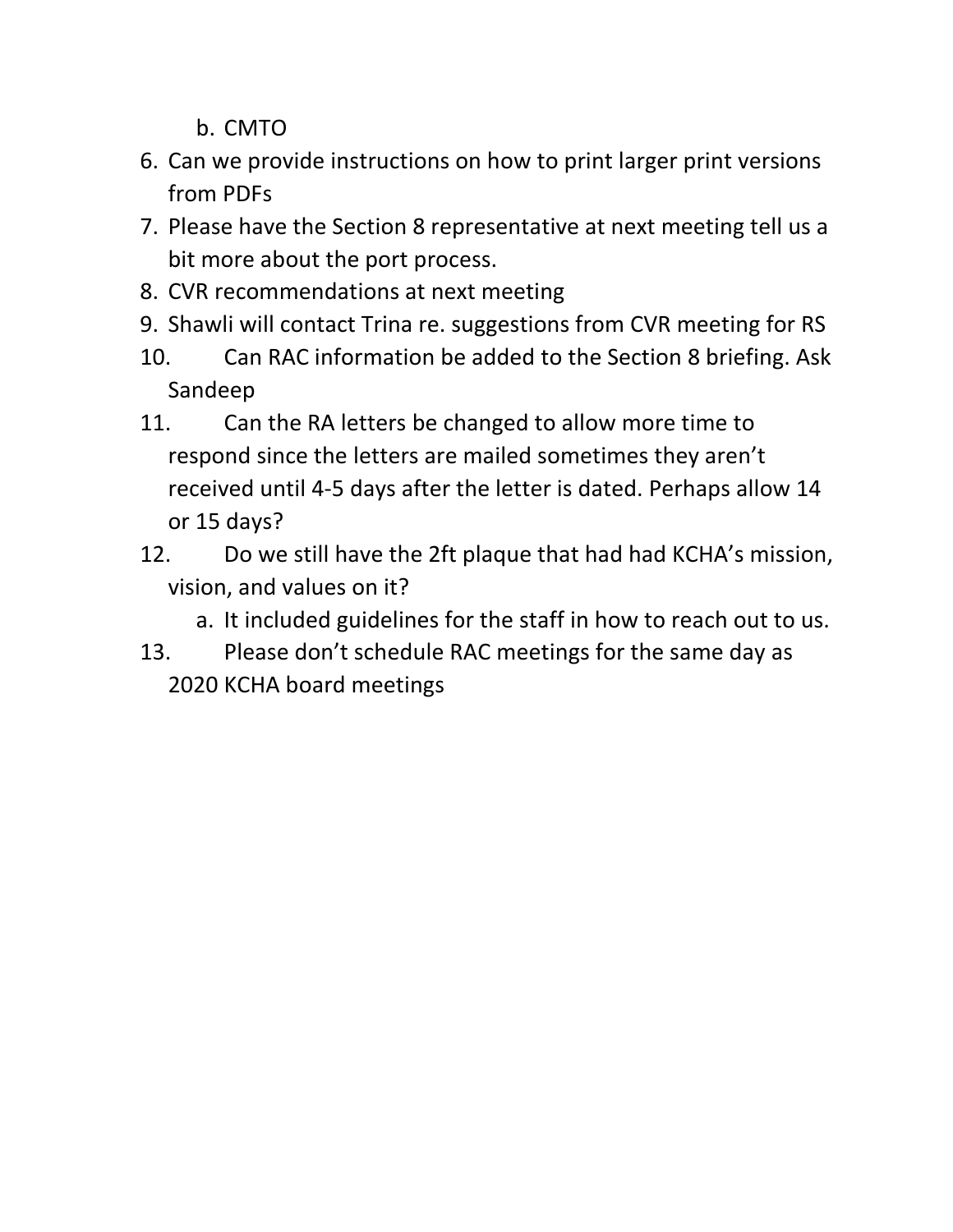b. CMTO

6. Can we provide instructions on how to print larger print versions from PDFs
7. Please have the Section 8 representative at next meeting tell us a bit more about the port process.
8. CVR recommendations at next meeting
9. Shawli will contact Trina re. suggestions from CVR meeting for RS
10. Can RAC information be added to the Section 8 briefing. Ask Sandeep
11. Can the RA letters be changed to allow more time to respond since the letters are mailed sometimes they aren't received until 4-5 days after the letter is dated. Perhaps allow 14 or 15 days?
12. Do we still have the 2ft plaque that had had KCHA's mission, vision, and values on it?
    a. It included guidelines for the staff in how to reach out to us.
13. Please don't schedule RAC meetings for the same day as 2020 KCHA board meetings